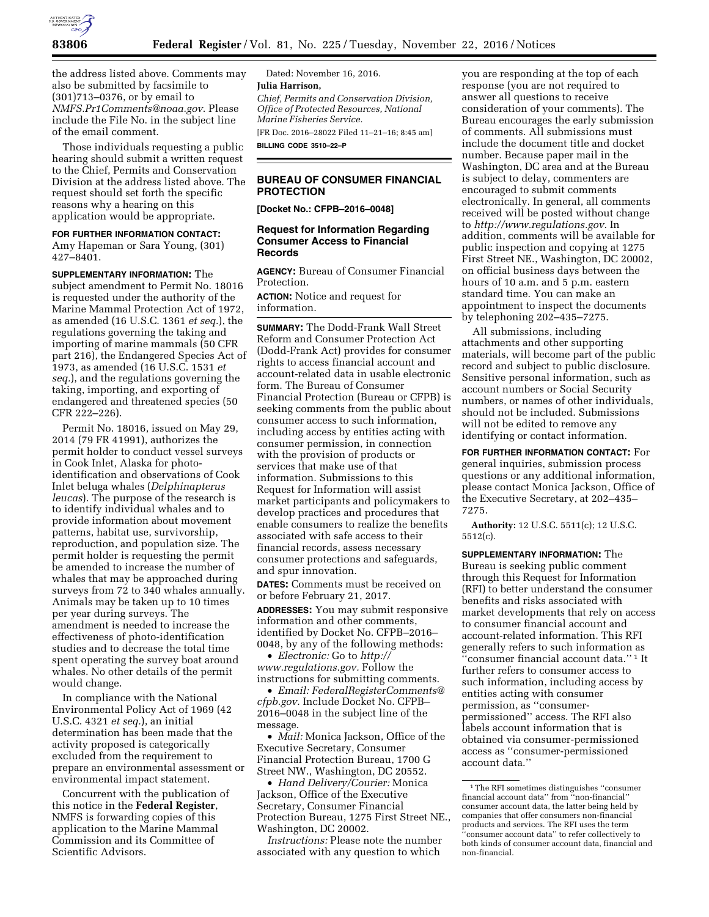the address listed above. Comments may also be submitted by facsimile to (301)713–0376, or by email to *NMFS.Pr1Comments@noaa.gov*. Please include the File No. in the subject line of the email comment.

Those individuals requesting a public hearing should submit a written request to the Chief, Permits and Conservation Division at the address listed above. The request should set forth the specific reasons why a hearing on this application would be appropriate.

**FOR FURTHER INFORMATION CONTACT:** Amy Hapeman or Sara Young, (301) 427–8401.

**SUPPLEMENTARY INFORMATION:** The subject amendment to Permit No. 18016 is requested under the authority of the Marine Mammal Protection Act of 1972, as amended (16 U.S.C. 1361 *et seq.*), the regulations governing the taking and importing of marine mammals (50 CFR part 216), the Endangered Species Act of 1973, as amended (16 U.S.C. 1531 *et seq.*), and the regulations governing the taking, importing, and exporting of endangered and threatened species (50 CFR 222–226).

Permit No. 18016, issued on May 29, 2014 (79 FR 41991), authorizes the permit holder to conduct vessel surveys in Cook Inlet, Alaska for photo-identification and observations of Cook Inlet beluga whales (*Delphinapterus leucas*). The purpose of the research is to identify individual whales and to provide information about movement patterns, habitat use, survivorship, reproduction, and population size. The permit holder is requesting the permit be amended to increase the number of whales that may be approached during surveys from 72 to 340 whales annually. Animals may be taken up to 10 times per year during surveys. The amendment is needed to increase the effectiveness of photo-identification studies and to decrease the total time spent operating the survey boat around whales. No other details of the permit would change.

In compliance with the National Environmental Policy Act of 1969 (42 U.S.C. 4321 *et seq.*), an initial determination has been made that the activity proposed is categorically excluded from the requirement to prepare an environmental assessment or environmental impact statement.

Concurrent with the publication of this notice in the **Federal Register**, NMFS is forwarding copies of this application to the Marine Mammal Commission and its Committee of Scientific Advisors.

Dated: November 16, 2016.

**Julia Harrison,**

*Chief, Permits and Conservation Division, Office of Protected Resources, National Marine Fisheries Service.*

[FR Doc. 2016–28022 Filed 11–21–16; 8:45 am]

**BILLING CODE 3510–22–P**

## BUREAU OF CONSUMER FINANCIAL PROTECTION

**[Docket No.: CFPB–2016–0048]**

### Request for Information Regarding Consumer Access to Financial Records

**AGENCY:** Bureau of Consumer Financial Protection.

**ACTION:** Notice and request for information.

**SUMMARY:** The Dodd-Frank Wall Street Reform and Consumer Protection Act (Dodd-Frank Act) provides for consumer rights to access financial account and account-related data in usable electronic form. The Bureau of Consumer Financial Protection (Bureau or CFPB) is seeking comments from the public about consumer access to such information, including access by entities acting with consumer permission, in connection with the provision of products or services that make use of that information. Submissions to this Request for Information will assist market participants and policymakers to develop practices and procedures that enable consumers to realize the benefits associated with safe access to their financial records, assess necessary consumer protections and safeguards, and spur innovation.

**DATES:** Comments must be received on or before February 21, 2017.

**ADDRESSES:** You may submit responsive information and other comments, identified by Docket No. CFPB–2016–0048, by any of the following methods:

- *Electronic:* Go to *http://www.regulations.gov.* Follow the instructions for submitting comments.
- *Email: FederalRegisterComments@cfpb.gov.* Include Docket No. CFPB–2016–0048 in the subject line of the message.
- *Mail:* Monica Jackson, Office of the Executive Secretary, Consumer Financial Protection Bureau, 1700 G Street NW., Washington, DC 20552.
- *Hand Delivery/Courier:* Monica Jackson, Office of the Executive Secretary, Consumer Financial Protection Bureau, 1275 First Street NE., Washington, DC 20002.

*Instructions:* Please note the number associated with any question to which you are responding at the top of each response (you are not required to answer all questions to receive consideration of your comments). The Bureau encourages the early submission of comments. All submissions must include the document title and docket number. Because paper mail in the Washington, DC area and at the Bureau is subject to delay, commenters are encouraged to submit comments electronically. In general, all comments received will be posted without change to *http://www.regulations.gov.* In addition, comments will be available for public inspection and copying at 1275 First Street NE., Washington, DC 20002, on official business days between the hours of 10 a.m. and 5 p.m. eastern standard time. You can make an appointment to inspect the documents by telephoning 202–435–7275.

All submissions, including attachments and other supporting materials, will become part of the public record and subject to public disclosure. Sensitive personal information, such as account numbers or Social Security numbers, or names of other individuals, should not be included. Submissions will not be edited to remove any identifying or contact information.

**FOR FURTHER INFORMATION CONTACT:** For general inquiries, submission process questions or any additional information, please contact Monica Jackson, Office of the Executive Secretary, at 202–435–7275.

**Authority:** 12 U.S.C. 5511(c); 12 U.S.C. 5512(c).

**SUPPLEMENTARY INFORMATION:** The Bureau is seeking public comment through this Request for Information (RFI) to better understand the consumer benefits and risks associated with market developments that rely on access to consumer financial account and account-related information. This RFI generally refers to such information as ''consumer financial account data.'' [1] It further refers to consumer access to such information, including access by entities acting with consumer permission, as ''consumer-permissioned'' access. The RFI also labels account information that is obtained via consumer-permissioned access as ''consumer-permissioned account data.''

[1] The RFI sometimes distinguishes ''consumer financial account data'' from ''non-financial'' consumer account data, the latter being held by companies that offer consumers non-financial products and services. The RFI uses the term ''consumer account data'' to refer collectively to both kinds of consumer account data, financial and non-financial.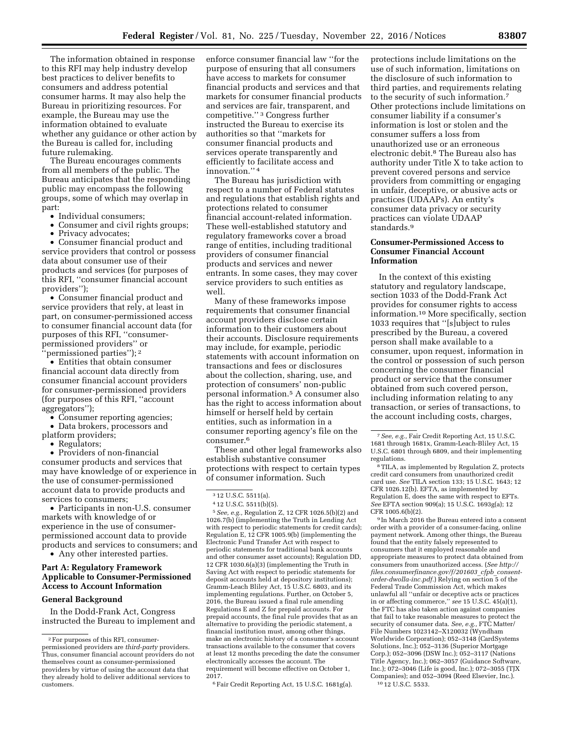The information obtained in response to this RFI may help industry develop best practices to deliver benefits to consumers and address potential consumer harms. It may also help the Bureau in prioritizing resources. For example, the Bureau may use the information obtained to evaluate whether any guidance or other action by the Bureau is called for, including future rulemaking.

The Bureau encourages comments from all members of the public. The Bureau anticipates that the responding public may encompass the following groups, some of which may overlap in part:

- Individual consumers;
- Consumer and civil rights groups;
- Privacy advocates;
- Consumer financial product and service providers that control or possess data about consumer use of their products and services (for purposes of this RFI, ''consumer financial account providers'');
- Consumer financial product and service providers that rely, at least in part, on consumer-permissioned access to consumer financial account data (for purposes of this RFI, ''consumer-permissioned providers'' or ''permissioned parties'');[2]
- Entities that obtain consumer financial account data directly from consumer financial account providers for consumer-permissioned providers (for purposes of this RFI, ''account aggregators'');
- Consumer reporting agencies;
- Data brokers, processors and platform providers;
- Regulators;
- Providers of non-financial consumer products and services that may have knowledge of or experience in the use of consumer-permissioned account data to provide products and services to consumers;
- Participants in non-U.S. consumer markets with knowledge of or experience in the use of consumer-permissioned account data to provide products and services to consumers; and
- Any other interested parties.

## Part A: Regulatory Framework Applicable to Consumer-Permissioned Access to Account Information

### General Background

In the Dodd-Frank Act, Congress instructed the Bureau to implement and enforce consumer financial law ''for the purpose of ensuring that all consumers have access to markets for consumer financial products and services and that markets for consumer financial products and services are fair, transparent, and competitive.''[3] Congress further instructed the Bureau to exercise its authorities so that ''markets for consumer financial products and services operate transparently and efficiently to facilitate access and innovation.''[4]

The Bureau has jurisdiction with respect to a number of Federal statutes and regulations that establish rights and protections related to consumer financial account-related information. These well-established statutory and regulatory frameworks cover a broad range of entities, including traditional providers of consumer financial products and services and newer entrants. In some cases, they may cover service providers to such entities as well.

Many of these frameworks impose requirements that consumer financial account providers disclose certain information to their customers about their accounts. Disclosure requirements may include, for example, periodic statements with account information on transactions and fees or disclosures about the collection, sharing, use, and protection of consumers' non-public personal information.[5] A consumer also has the right to access information about himself or herself held by certain entities, such as information in a consumer reporting agency's file on the consumer.[6]

These and other legal frameworks also establish substantive consumer protections with respect to certain types of consumer information. Such protections include limitations on the use of such information, limitations on the disclosure of such information to third parties, and requirements relating to the security of such information.[7] Other protections include limitations on consumer liability if a consumer's information is lost or stolen and the consumer suffers a loss from unauthorized use or an erroneous electronic debit.[8] The Bureau also has authority under Title X to take action to prevent covered persons and service providers from committing or engaging in unfair, deceptive, or abusive acts or practices (UDAAPs). An entity's consumer data privacy or security practices can violate UDAAP standards.[9]

### Consumer-Permissioned Access to Consumer Financial Account Information

In the context of this existing statutory and regulatory landscape, section 1033 of the Dodd-Frank Act provides for consumer rights to access information.[10] More specifically, section 1033 requires that ''[s]ubject to rules prescribed by the Bureau, a covered person shall make available to a consumer, upon request, information in the control or possession of such person concerning the consumer financial product or service that the consumer obtained from such covered person, including information relating to any transaction, or series of transactions, to the account including costs, charges,

---

[2] For purposes of this RFI, consumer-permissioned providers are *third-party* providers. Thus, consumer financial account providers do not themselves count as consumer-permissioned providers by virtue of using the account data that they already hold to deliver additional services to customers.

[3] 12 U.S.C. 5511(a).

[4] 12 U.S.C. 5511(b)(5).

[5] *See, e.g.,* Regulation Z, 12 CFR 1026.5(b)(2) and 1026.7(b) (implementing the Truth in Lending Act with respect to periodic statements for credit cards); Regulation E, 12 CFR 1005.9(b) (implementing the Electronic Fund Transfer Act with respect to periodic statements for traditional bank accounts and other consumer asset accounts); Regulation DD, 12 CFR 1030.6(a)(3) (implementing the Truth in Saving Act with respect to periodic statements for deposit accounts held at depository institutions); Gramm-Leach Bliley Act, 15 U.S.C. 6803, and its implementing regulations. Further, on October 5, 2016, the Bureau issued a final rule amending Regulations E and Z for prepaid accounts. For prepaid accounts, the final rule provides that as an alternative to providing the periodic statement, a financial institution must, among other things, make an electronic history of a consumer's account transactions available to the consumer that covers at least 12 months preceding the date the consumer electronically accesses the account. The requirement will become effective on October 1, 2017.

[6] Fair Credit Reporting Act, 15 U.S.C. 1681g(a).

[7] *See, e.g.,* Fair Credit Reporting Act, 15 U.S.C. 1681 through 1681x, Gramm-Leach-Bliley Act, 15 U.S.C. 6801 through 6809, and their implementing regulations.

[8] TILA, as implemented by Regulation Z, protects credit card consumers from unauthorized credit card use. *See* TILA section 133; 15 U.S.C. 1643; 12 CFR 1026.12(b). EFTA, as implemented by Regulation E, does the same with respect to EFTs. *See* EFTA section 909(a); 15 U.S.C. 1693g(a); 12 CFR 1005.6(b)(2).

[9] In March 2016 the Bureau entered into a consent order with a provider of a consumer-facing, online payment network. Among other things, the Bureau found that the entity falsely represented to consumers that it employed reasonable and appropriate measures to protect data obtained from consumers from unauthorized access. (*See http://files.consumerfinance.gov/f/201603_cfpb_consent-order-dwolla-inc.pdf.*) Relying on section 5 of the Federal Trade Commission Act, which makes unlawful all ''unfair or deceptive acts or practices in or affecting commerce,'' *see* 15 U.S.C. 45(a)(1), the FTC has also taken action against companies that fail to take reasonable measures to protect the security of consumer data. *See, e.g.,* FTC Matter/File Numbers 1023142–X120032 (Wyndham Worldwide Corporation); 052–3148 (CardSystems Solutions, Inc.); 052–3136 (Superior Mortgage Corp.); 052–3096 (DSW Inc.); 052–3117 (Nations Title Agency, Inc.); 062–3057 (Guidance Software, Inc.); 072–3046 (Life is good, Inc.); 072–3055 (TJX Companies); and 052–3094 (Reed Elsevier, Inc.).

[10] 12 U.S.C. 5533.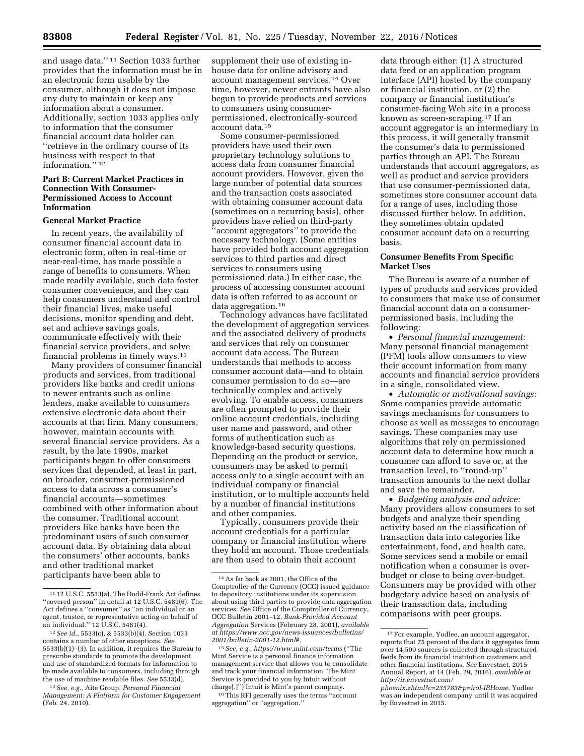and usage data.''[11] Section 1033 further provides that the information must be in an electronic form usable by the consumer, although it does not impose any duty to maintain or keep any information about a consumer. Additionally, section 1033 applies only to information that the consumer financial account data holder can ''retrieve in the ordinary course of its business with respect to that information.''[12]

### Part B: Current Market Practices in Connection With Consumer-Permissioned Access to Account Information

#### General Market Practice

In recent years, the availability of consumer financial account data in electronic form, often in real-time or near-real-time, has made possible a range of benefits to consumers. When made readily available, such data foster consumer convenience, and they can help consumers understand and control their financial lives, make useful decisions, monitor spending and debt, set and achieve savings goals, communicate effectively with their financial service providers, and solve financial problems in timely ways.[13]

Many providers of consumer financial products and services, from traditional providers like banks and credit unions to newer entrants such as online lenders, make available to consumers extensive electronic data about their accounts at that firm. Many consumers, however, maintain accounts with several financial service providers. As a result, by the late 1990s, market participants began to offer consumers services that depended, at least in part, on broader, consumer-permissioned access to data across a consumer's financial accounts—sometimes combined with other information about the consumer. Traditional account providers like banks have been the predominant users of such consumer account data. By obtaining data about the consumers' other accounts, banks and other traditional market participants have been able to supplement their use of existing in-house data for online advisory and account management services.[14] Over time, however, newer entrants have also begun to provide products and services to consumers using consumer-permissioned, electronically-sourced account data.[15]

Some consumer-permissioned providers have used their own proprietary technology solutions to access data from consumer financial account providers. However, given the large number of potential data sources and the transaction costs associated with obtaining consumer account data (sometimes on a recurring basis), other providers have relied on third-party ''account aggregators'' to provide the necessary technology. (Some entities have provided both account aggregation services to third parties and direct services to consumers using permissioned data.) In either case, the process of accessing consumer account data is often referred to as account or data aggregation.[16]

Technology advances have facilitated the development of aggregation services and the associated delivery of products and services that rely on consumer account data access. The Bureau understands that methods to access consumer account data—and to obtain consumer permission to do so—are technically complex and actively evolving. To enable access, consumers are often prompted to provide their online account credentials, including user name and password, and other forms of authentication such as knowledge-based security questions. Depending on the product or service, consumers may be asked to permit access only to a single account with an individual company or financial institution, or to multiple accounts held by a number of financial institutions and other companies.

Typically, consumers provide their account credentials for a particular company or financial institution where they hold an account. Those credentials are then used to obtain their account data through either: (1) A structured data feed or an application program interface (API) hosted by the company or financial institution, or (2) the company or financial institution's consumer-facing Web site in a process known as screen-scraping.[17] If an account aggregator is an intermediary in this process, it will generally transmit the consumer's data to permissioned parties through an API. The Bureau understands that account aggregators, as well as product and service providers that use consumer-permissioned data, sometimes store consumer account data for a range of uses, including those discussed further below. In addition, they sometimes obtain updated consumer account data on a recurring basis.

#### Consumer Benefits From Specific Market Uses

The Bureau is aware of a number of types of products and services provided to consumers that make use of consumer financial account data on a consumer-permissioned basis, including the following:

- *Personal financial management:* Many personal financial management (PFM) tools allow consumers to view their account information from many accounts and financial service providers in a single, consolidated view.
- *Automatic or motivational savings:* Some companies provide automatic savings mechanisms for consumers to choose as well as messages to encourage savings. These companies may use algorithms that rely on permissioned account data to determine how much a consumer can afford to save or, at the transaction level, to ''round-up'' transaction amounts to the next dollar and save the remainder.
- *Budgeting analysis and advice:* Many providers allow consumers to set budgets and analyze their spending activity based on the classification of transaction data into categories like entertainment, food, and health care. Some services send a mobile or email notification when a consumer is over-budget or close to being over-budget. Consumers may be provided with other budgetary advice based on analysis of their transaction data, including comparisons with peer groups.

---

[11] 12 U.S.C. 5533(a). The Dodd-Frank Act defines ''covered person'' in detail at 12 U.S.C. 5481(6). The Act defines a ''consumer'' as ''an individual or an agent, trustee, or representative acting on behalf of an individual.'' 12 U.S.C. 5481(4).

[12] *See id.,* 5533(c), & 5533(b)(4). Section 1033 contains a number of other exceptions. *See* 5533(b)(1)–(3). In addition, it requires the Bureau to prescribe standards to promote the development and use of standardized formats for information to be made available to consumers, including through the use of machine readable files. *See* 5533(d).

[13] *See, e.g.,* Aite Group, *Personal Financial Management: A Platform for Customer Engagement* (Feb. 24, 2010).

[14] As far back as 2001, the Office of the Comptroller of the Currency (OCC) issued guidance to depository institutions under its supervision about using third parties to provide data aggregation services. *See* Office of the Comptroller of Currency, OCC Bulletin 2001–12, *Bank-Provided Account Aggregation* Services (February 28, 2001), *available at https://www.occ.gov/news-issuances/bulletins/2001/bulletin-2001-12.html#.*

[15] *See, e.g., https://www.mint.com/terms* (''The Mint Service is a personal finance information management service that allows you to consolidate and track your financial information. The Mint Service is provided to you by Intuit without charge[.]'') Intuit is Mint's parent company.

[16] This RFI generally uses the terms ''account aggregation'' or ''aggregation.''

[17] For example, Yodlee, an account aggregator, reports that 75 percent of the data it aggregates from over 14,500 sources is collected through structured feeds from its financial institution customers and other financial institutions. *See* Envestnet, 2015 Annual Report, at 14 (Feb. 29, 2016), *available at http://ir.envestnet.com/phoenix.zhtml?c=235783&p=irol-IRHome.* Yodlee was an independent company until it was acquired by Envestnet in 2015.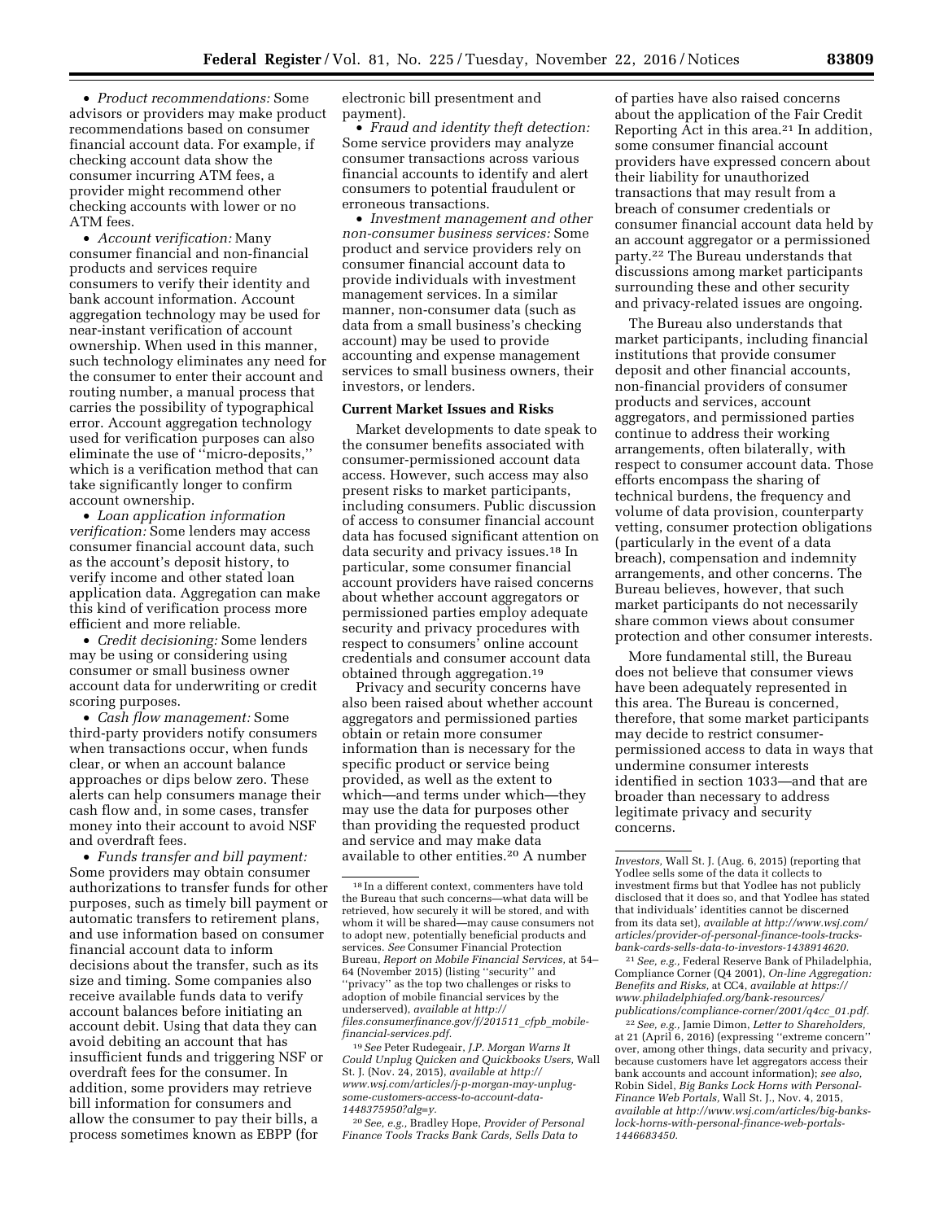- *Product recommendations:* Some advisors or providers may make product recommendations based on consumer financial account data. For example, if checking account data show the consumer incurring ATM fees, a provider might recommend other checking accounts with lower or no ATM fees.
- *Account verification:* Many consumer financial and non-financial products and services require consumers to verify their identity and bank account information. Account aggregation technology may be used for near-instant verification of account ownership. When used in this manner, such technology eliminates any need for the consumer to enter their account and routing number, a manual process that carries the possibility of typographical error. Account aggregation technology used for verification purposes can also eliminate the use of "micro-deposits," which is a verification method that can take significantly longer to confirm account ownership.
- *Loan application information verification:* Some lenders may access consumer financial account data, such as the account's deposit history, to verify income and other stated loan application data. Aggregation can make this kind of verification process more efficient and more reliable.
- *Credit decisioning:* Some lenders may be using or considering using consumer or small business owner account data for underwriting or credit scoring purposes.
- *Cash flow management:* Some third-party providers notify consumers when transactions occur, when funds clear, or when an account balance approaches or dips below zero. These alerts can help consumers manage their cash flow and, in some cases, transfer money into their account to avoid NSF and overdraft fees.
- *Funds transfer and bill payment:* Some providers may obtain consumer authorizations to transfer funds for other purposes, such as timely bill payment or automatic transfers to retirement plans, and use information based on consumer financial account data to inform decisions about the transfer, such as its size and timing. Some companies also receive available funds data to verify account balances before initiating an account debit. Using that data they can avoid debiting an account that has insufficient funds and triggering NSF or overdraft fees for the consumer. In addition, some providers may retrieve bill information for consumers and allow the consumer to pay their bills, a process sometimes known as EBPP (for electronic bill presentment and payment).
- *Fraud and identity theft detection:* Some service providers may analyze consumer transactions across various financial accounts to identify and alert consumers to potential fraudulent or erroneous transactions.
- *Investment management and other non-consumer business services:* Some product and service providers rely on consumer financial account data to provide individuals with investment management services. In a similar manner, non-consumer data (such as data from a small business's checking account) may be used to provide accounting and expense management services to small business owners, their investors, or lenders.

**Current Market Issues and Risks**

Market developments to date speak to the consumer benefits associated with consumer-permissioned account data access. However, such access may also present risks to market participants, including consumers. Public discussion of access to consumer financial account data has focused significant attention on data security and privacy issues.[18] In particular, some consumer financial account providers have raised concerns about whether account aggregators or permissioned parties employ adequate security and privacy procedures with respect to consumers' online account credentials and consumer account data obtained through aggregation.[19]

Privacy and security concerns have also been raised about whether account aggregators and permissioned parties obtain or retain more consumer information than is necessary for the specific product or service being provided, as well as the extent to which—and terms under which—they may use the data for purposes other than providing the requested product and service and may make data available to other entities.[20] A number of parties have also raised concerns about the application of the Fair Credit Reporting Act in this area.[21] In addition, some consumer financial account providers have expressed concern about their liability for unauthorized transactions that may result from a breach of consumer credentials or consumer financial account data held by an account aggregator or a permissioned party.[22] The Bureau understands that discussions among market participants surrounding these and other security and privacy-related issues are ongoing.

The Bureau also understands that market participants, including financial institutions that provide consumer deposit and other financial accounts, non-financial providers of consumer products and services, account aggregators, and permissioned parties continue to address their working arrangements, often bilaterally, with respect to consumer account data. Those efforts encompass the sharing of technical burdens, the frequency and volume of data provision, counterparty vetting, consumer protection obligations (particularly in the event of a data breach), compensation and indemnity arrangements, and other concerns. The Bureau believes, however, that such market participants do not necessarily share common views about consumer protection and other consumer interests.

More fundamental still, the Bureau does not believe that consumer views have been adequately represented in this area. The Bureau is concerned, therefore, that some market participants may decide to restrict consumer-permissioned access to data in ways that undermine consumer interests identified in section 1033—and that are broader than necessary to address legitimate privacy and security concerns.

---

[18] In a different context, commenters have told the Bureau that such concerns—what data will be retrieved, how securely it will be stored, and with whom it will be shared—may cause consumers not to adopt new, potentially beneficial products and services. *See* Consumer Financial Protection Bureau, *Report on Mobile Financial Services,* at 54–64 (November 2015) (listing "security" and "privacy" as the top two challenges or risks to adoption of mobile financial services by the underserved), *available at http://files.consumerfinance.gov/f/201511_cfpb_mobile-financial-services.pdf.*

[19] *See* Peter Rudegeair, *J.P. Morgan Warns It Could Unplug Quicken and Quickbooks Users,* Wall St. J. (Nov. 24, 2015), *available at http://www.wsj.com/articles/j-p-morgan-may-unplug-some-customers-access-to-account-data-1448375950?alg=y.*

[20] *See, e.g.,* Bradley Hope, *Provider of Personal Finance Tools Tracks Bank Cards, Sells Data to Investors,* Wall St. J. (Aug. 6, 2015) (reporting that Yodlee sells some of the data it collects to investment firms but that Yodlee has not publicly disclosed that it does so, and that Yodlee has stated that individuals' identities cannot be discerned from its data set), *available at http://www.wsj.com/articles/provider-of-personal-finance-tools-tracks-bank-cards-sells-data-to-investors-1438914620.*

[21] *See, e.g.,* Federal Reserve Bank of Philadelphia, Compliance Corner (Q4 2001), *On-line Aggregation: Benefits and Risks,* at CC4, *available at https://www.philadelphiafed.org/bank-resources/publications/compliance-corner/2001/q4cc_01.pdf.*

[22] *See, e.g.,* Jamie Dimon, *Letter to Shareholders,* at 21 (April 6, 2016) (expressing "extreme concern" over, among other things, data security and privacy, because customers have let aggregators access their bank accounts and account information); *see also,* Robin Sidel, *Big Banks Lock Horns with Personal-Finance Web Portals,* Wall St. J., Nov. 4, 2015, *available at http://www.wsj.com/articles/big-banks-lock-horns-with-personal-finance-web-portals-1446683450.*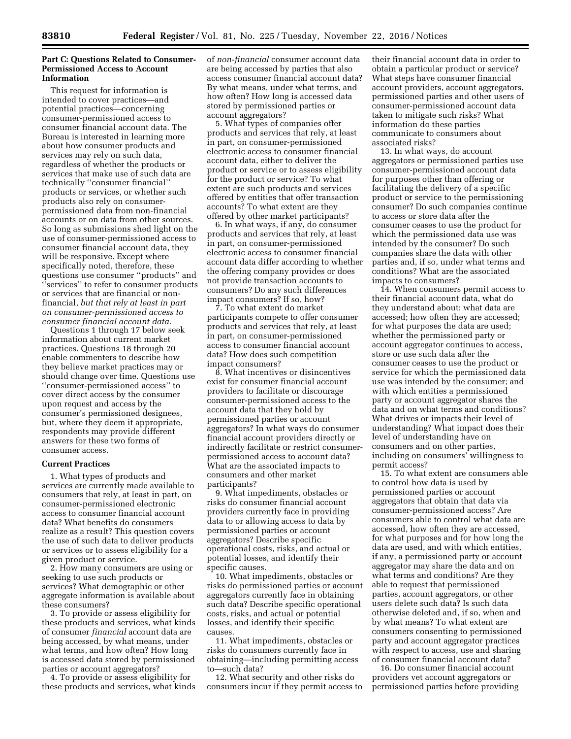## Part C: Questions Related to Consumer-Permissioned Access to Account Information

This request for information is intended to cover practices—and potential practices—concerning consumer-permissioned access to consumer financial account data. The Bureau is interested in learning more about how consumer products and services may rely on such data, regardless of whether the products or services that make use of such data are technically ''consumer financial'' products or services, or whether such products also rely on consumer-permissioned data from non-financial accounts or on data from other sources. So long as submissions shed light on the use of consumer-permissioned access to consumer financial account data, they will be responsive. Except where specifically noted, therefore, these questions use consumer ''products'' and ''services'' to refer to consumer products or services that are financial or non-financial, *but that rely at least in part on consumer-permissioned access to consumer financial account data.*

Questions 1 through 17 below seek information about current market practices. Questions 18 through 20 enable commenters to describe how they believe market practices may or should change over time. Questions use ''consumer-permissioned access'' to cover direct access by the consumer upon request and access by the consumer's permissioned designees, but, where they deem it appropriate, respondents may provide different answers for these two forms of consumer access.

### Current Practices

1. What types of products and services are currently made available to consumers that rely, at least in part, on consumer-permissioned electronic access to consumer financial account data? What benefits do consumers realize as a result? This question covers the use of such data to deliver products or services or to assess eligibility for a given product or service.

2. How many consumers are using or seeking to use such products or services? What demographic or other aggregate information is available about these consumers?

3. To provide or assess eligibility for these products and services, what kinds of consumer *financial* account data are being accessed, by what means, under what terms, and how often? How long is accessed data stored by permissioned parties or account aggregators?

4. To provide or assess eligibility for these products and services, what kinds of *non-financial* consumer account data are being accessed by parties that also access consumer financial account data? By what means, under what terms, and how often? How long is accessed data stored by permissioned parties or account aggregators?

5. What types of companies offer products and services that rely, at least in part, on consumer-permissioned electronic access to consumer financial account data, either to deliver the product or service or to assess eligibility for the product or service? To what extent are such products and services offered by entities that offer transaction accounts? To what extent are they offered by other market participants?

6. In what ways, if any, do consumer products and services that rely, at least in part, on consumer-permissioned electronic access to consumer financial account data differ according to whether the offering company provides or does not provide transaction accounts to consumers? Do any such differences impact consumers? If so, how?

7. To what extent do market participants compete to offer consumer products and services that rely, at least in part, on consumer-permissioned access to consumer financial account data? How does such competition impact consumers?

8. What incentives or disincentives exist for consumer financial account providers to facilitate or discourage consumer-permissioned access to the account data that they hold by permissioned parties or account aggregators? In what ways do consumer financial account providers directly or indirectly facilitate or restrict consumer-permissioned access to account data? What are the associated impacts to consumers and other market participants?

9. What impediments, obstacles or risks do consumer financial account providers currently face in providing data to or allowing access to data by permissioned parties or account aggregators? Describe specific operational costs, risks, and actual or potential losses, and identify their specific causes.

10. What impediments, obstacles or risks do permissioned parties or account aggregators currently face in obtaining such data? Describe specific operational costs, risks, and actual or potential losses, and identify their specific causes.

11. What impediments, obstacles or risks do consumers currently face in obtaining—including permitting access to—such data?

12. What security and other risks do consumers incur if they permit access to their financial account data in order to obtain a particular product or service? What steps have consumer financial account providers, account aggregators, permissioned parties and other users of consumer-permissioned account data taken to mitigate such risks? What information do these parties communicate to consumers about associated risks?

13. In what ways, do account aggregators or permissioned parties use consumer-permissioned account data for purposes other than offering or facilitating the delivery of a specific product or service to the permissioning consumer? Do such companies continue to access or store data after the consumer ceases to use the product for which the permissioned data use was intended by the consumer? Do such companies share the data with other parties and, if so, under what terms and conditions? What are the associated impacts to consumers?

14. When consumers permit access to their financial account data, what do they understand about: what data are accessed; how often they are accessed; for what purposes the data are used; whether the permissioned party or account aggregator continues to access, store or use such data after the consumer ceases to use the product or service for which the permissioned data use was intended by the consumer; and with which entities a permissioned party or account aggregator shares the data and on what terms and conditions? What drives or impacts their level of understanding? What impact does their level of understanding have on consumers and on other parties, including on consumers' willingness to permit access?

15. To what extent are consumers able to control how data is used by permissioned parties or account aggregators that obtain that data via consumer-permissioned access? Are consumers able to control what data are accessed, how often they are accessed, for what purposes and for how long the data are used, and with which entities, if any, a permissioned party or account aggregator may share the data and on what terms and conditions? Are they able to request that permissioned parties, account aggregators, or other users delete such data? Is such data otherwise deleted and, if so, when and by what means? To what extent are consumers consenting to permissioned party and account aggregator practices with respect to access, use and sharing of consumer financial account data?

16. Do consumer financial account providers vet account aggregators or permissioned parties before providing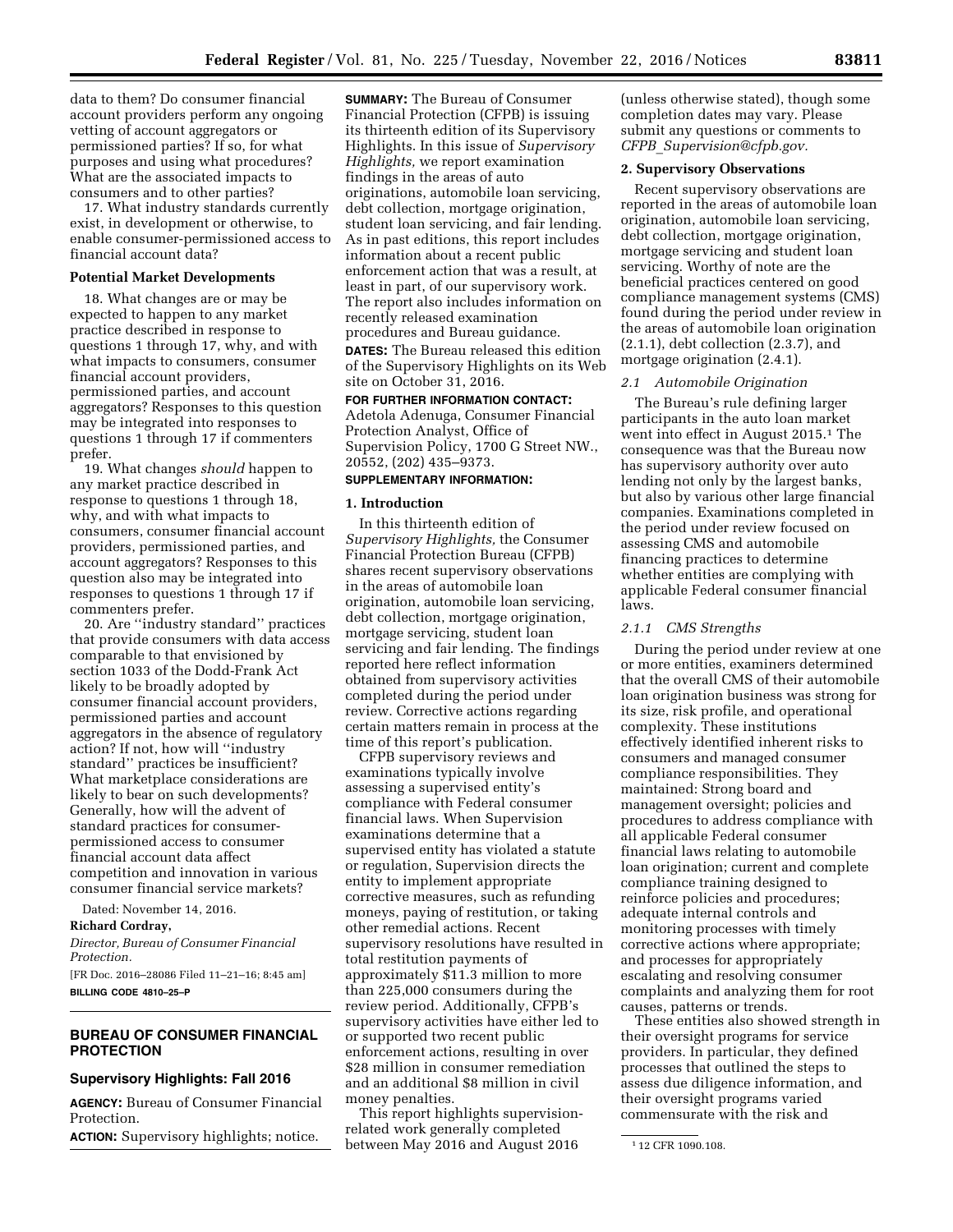data to them? Do consumer financial account providers perform any ongoing vetting of account aggregators or permissioned parties? If so, for what purposes and using what procedures? What are the associated impacts to consumers and to other parties?

17. What industry standards currently exist, in development or otherwise, to enable consumer-permissioned access to financial account data?

**Potential Market Developments**

18. What changes are or may be expected to happen to any market practice described in response to questions 1 through 17, why, and with what impacts to consumers, consumer financial account providers, permissioned parties, and account aggregators? Responses to this question may be integrated into responses to questions 1 through 17 if commenters prefer.

19. What changes *should* happen to any market practice described in response to questions 1 through 18, why, and with what impacts to consumers, consumer financial account providers, permissioned parties, and account aggregators? Responses to this question also may be integrated into responses to questions 1 through 17 if commenters prefer.

20. Are ''industry standard'' practices that provide consumers with data access comparable to that envisioned by section 1033 of the Dodd-Frank Act likely to be broadly adopted by consumer financial account providers, permissioned parties and account aggregators in the absence of regulatory action? If not, how will ''industry standard'' practices be insufficient? What marketplace considerations are likely to bear on such developments? Generally, how will the advent of standard practices for consumer-permissioned access to consumer financial account data affect competition and innovation in various consumer financial service markets?

Dated: November 14, 2016.

**Richard Cordray,**

*Director, Bureau of Consumer Financial Protection.*

[FR Doc. 2016–28086 Filed 11–21–16; 8:45 am]

**BILLING CODE 4810–25–P**

## BUREAU OF CONSUMER FINANCIAL PROTECTION

### Supervisory Highlights: Fall 2016

**AGENCY:** Bureau of Consumer Financial Protection.

**ACTION:** Supervisory highlights; notice.

**SUMMARY:** The Bureau of Consumer Financial Protection (CFPB) is issuing its thirteenth edition of its Supervisory Highlights. In this issue of *Supervisory Highlights,* we report examination findings in the areas of auto originations, automobile loan servicing, debt collection, mortgage origination, student loan servicing, and fair lending. As in past editions, this report includes information about a recent public enforcement action that was a result, at least in part, of our supervisory work. The report also includes information on recently released examination procedures and Bureau guidance.

**DATES:** The Bureau released this edition of the Supervisory Highlights on its Web site on October 31, 2016.

**FOR FURTHER INFORMATION CONTACT:** Adetola Adenuga, Consumer Financial Protection Analyst, Office of Supervision Policy, 1700 G Street NW., 20552, (202) 435–9373.

**SUPPLEMENTARY INFORMATION:**

**1. Introduction**

In this thirteenth edition of *Supervisory Highlights,* the Consumer Financial Protection Bureau (CFPB) shares recent supervisory observations in the areas of automobile loan origination, automobile loan servicing, debt collection, mortgage origination, mortgage servicing, student loan servicing and fair lending. The findings reported here reflect information obtained from supervisory activities completed during the period under review. Corrective actions regarding certain matters remain in process at the time of this report's publication.

CFPB supervisory reviews and examinations typically involve assessing a supervised entity's compliance with Federal consumer financial laws. When Supervision examinations determine that a supervised entity has violated a statute or regulation, Supervision directs the entity to implement appropriate corrective measures, such as refunding moneys, paying of restitution, or taking other remedial actions. Recent supervisory resolutions have resulted in total restitution payments of approximately $11.3 million to more than 225,000 consumers during the review period. Additionally, CFPB's supervisory activities have either led to or supported two recent public enforcement actions, resulting in over $28 million in consumer remediation and an additional $8 million in civil money penalties.

This report highlights supervision-related work generally completed between May 2016 and August 2016 (unless otherwise stated), though some completion dates may vary. Please submit any questions or comments to *CFPB_Supervision@cfpb.gov.*

**2. Supervisory Observations**

Recent supervisory observations are reported in the areas of automobile loan origination, automobile loan servicing, debt collection, mortgage origination, mortgage servicing and student loan servicing. Worthy of note are the beneficial practices centered on good compliance management systems (CMS) found during the period under review in the areas of automobile loan origination (2.1.1), debt collection (2.3.7), and mortgage origination (2.4.1).

*2.1 Automobile Origination*

The Bureau's rule defining larger participants in the auto loan market went into effect in August 2015.[1] The consequence was that the Bureau now has supervisory authority over auto lending not only by the largest banks, but also by various other large financial companies. Examinations completed in the period under review focused on assessing CMS and automobile financing practices to determine whether entities are complying with applicable Federal consumer financial laws.

*2.1.1 CMS Strengths*

During the period under review at one or more entities, examiners determined that the overall CMS of their automobile loan origination business was strong for its size, risk profile, and operational complexity. These institutions effectively identified inherent risks to consumers and managed consumer compliance responsibilities. They maintained: Strong board and management oversight; policies and procedures to address compliance with all applicable Federal consumer financial laws relating to automobile loan origination; current and complete compliance training designed to reinforce policies and procedures; adequate internal controls and monitoring processes with timely corrective actions where appropriate; and processes for appropriately escalating and resolving consumer complaints and analyzing them for root causes, patterns or trends.

These entities also showed strength in their oversight programs for service providers. In particular, they defined processes that outlined the steps to assess due diligence information, and their oversight programs varied commensurate with the risk and

[1] 12 CFR 1090.108.